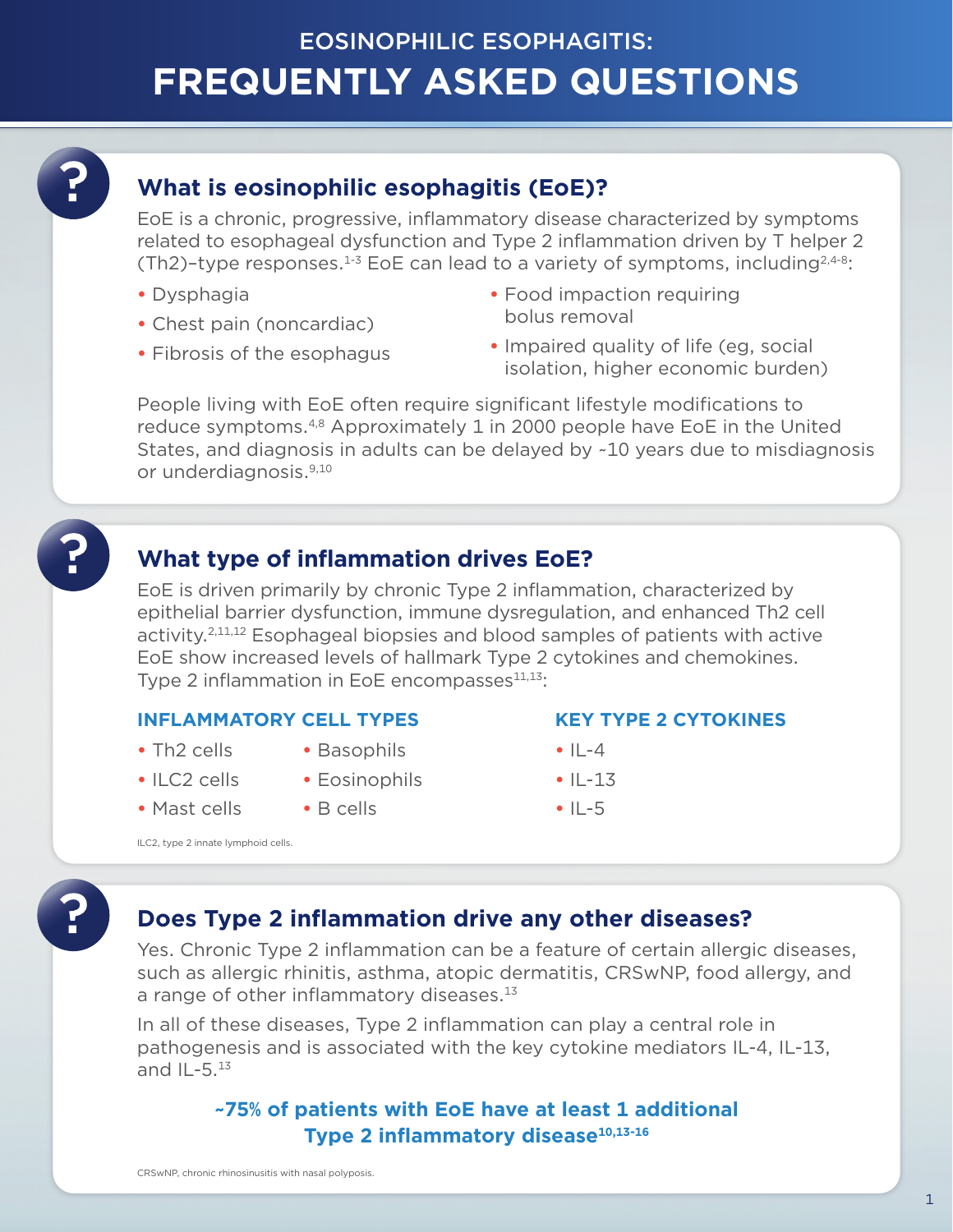# EOSINOPHILIC ESOPHAGITIS: FREQUENTLY ASKED QUESTIONS

## What is eosinophilic esophagitis (EoE)?

EoE is a chronic, progressive, inflammatory disease characterized by symptoms related to esophageal dysfunction and Type 2 inflammation driven by T helper 2 (Th2)–type responses.[1-3] EoE can lead to a variety of symptoms, including[2,4-8]:

- Dysphagia
- Chest pain (noncardiac)
- Fibrosis of the esophagus
- Food impaction requiring bolus removal
- Impaired quality of life (eg, social isolation, higher economic burden)

People living with EoE often require significant lifestyle modifications to reduce symptoms.[4,8] Approximately 1 in 2000 people have EoE in the United States, and diagnosis in adults can be delayed by ~10 years due to misdiagnosis or underdiagnosis.[9,10]

## What type of inflammation drives EoE?

EoE is driven primarily by chronic Type 2 inflammation, characterized by epithelial barrier dysfunction, immune dysregulation, and enhanced Th2 cell activity.[2,11,12] Esophageal biopsies and blood samples of patients with active EoE show increased levels of hallmark Type 2 cytokines and chemokines. Type 2 inflammation in EoE encompasses[11,13]:

### INFLAMMATORY CELL TYPES

- Th2 cells
- ILC2 cells
- Mast cells
- Basophils
- Eosinophils
- B cells

### KEY TYPE 2 CYTOKINES

- IL-4
- IL-13
- IL-5

ILC2, type 2 innate lymphoid cells.

## Does Type 2 inflammation drive any other diseases?

Yes. Chronic Type 2 inflammation can be a feature of certain allergic diseases, such as allergic rhinitis, asthma, atopic dermatitis, CRSwNP, food allergy, and a range of other inflammatory diseases.[13]

In all of these diseases, Type 2 inflammation can play a central role in pathogenesis and is associated with the key cytokine mediators IL-4, IL-13, and IL-5.[13]

**~75% of patients with EoE have at least 1 additional Type 2 inflammatory disease[10,13-16]**

CRSwNP, chronic rhinosinusitis with nasal polyposis.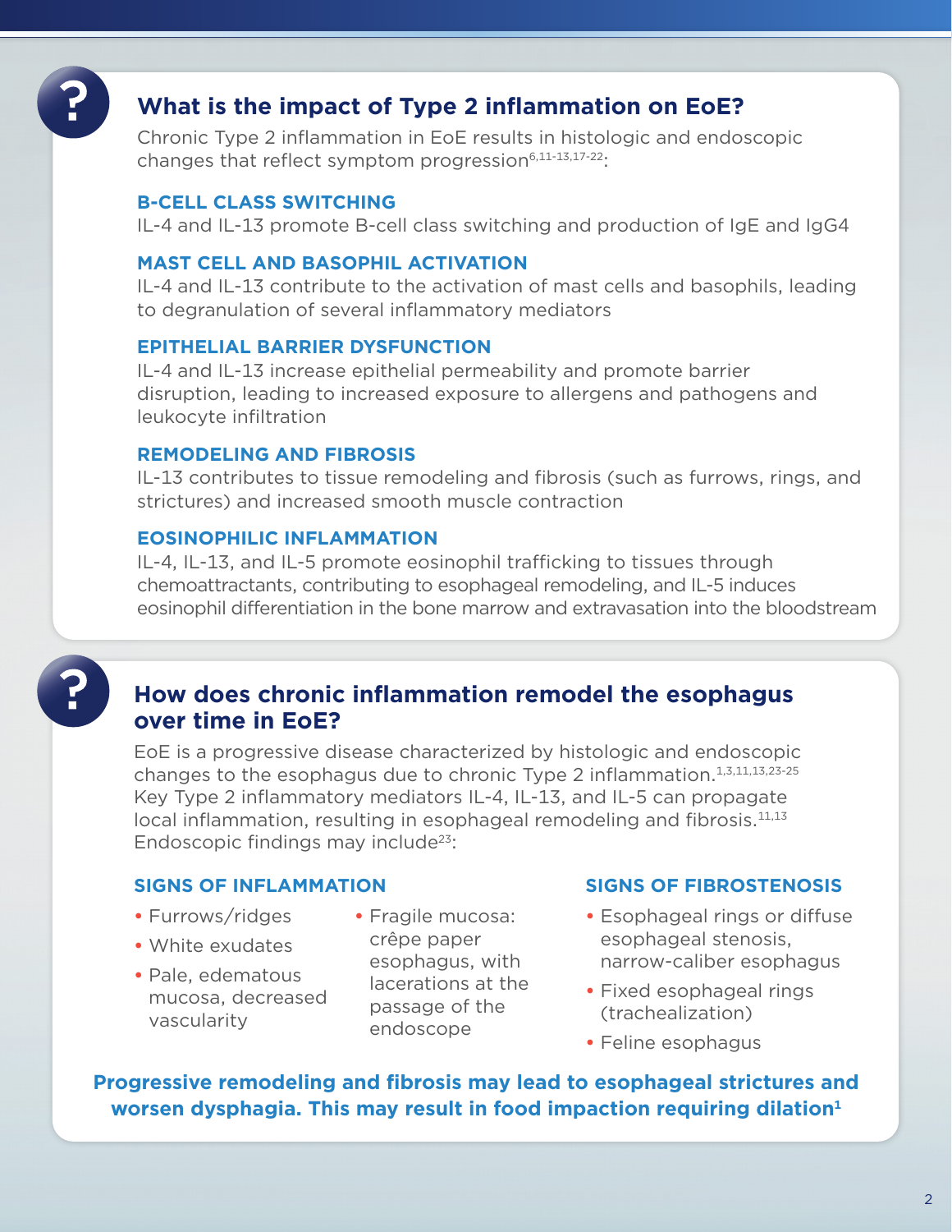## What is the impact of Type 2 inflammation on EoE?

Chronic Type 2 inflammation in EoE results in histologic and endoscopic changes that reflect symptom progression[6,11-13,17-22]:

### B-CELL CLASS SWITCHING

IL-4 and IL-13 promote B-cell class switching and production of IgE and IgG4

### MAST CELL AND BASOPHIL ACTIVATION

IL-4 and IL-13 contribute to the activation of mast cells and basophils, leading to degranulation of several inflammatory mediators

### EPITHELIAL BARRIER DYSFUNCTION

IL-4 and IL-13 increase epithelial permeability and promote barrier disruption, leading to increased exposure to allergens and pathogens and leukocyte infiltration

### REMODELING AND FIBROSIS

IL-13 contributes to tissue remodeling and fibrosis (such as furrows, rings, and strictures) and increased smooth muscle contraction

### EOSINOPHILIC INFLAMMATION

IL-4, IL-13, and IL-5 promote eosinophil trafficking to tissues through chemoattractants, contributing to esophageal remodeling, and IL-5 induces eosinophil differentiation in the bone marrow and extravasation into the bloodstream

## How does chronic inflammation remodel the esophagus over time in EoE?

EoE is a progressive disease characterized by histologic and endoscopic changes to the esophagus due to chronic Type 2 inflammation.[1,3,11,13,23-25] Key Type 2 inflammatory mediators IL-4, IL-13, and IL-5 can propagate local inflammation, resulting in esophageal remodeling and fibrosis.[11,13] Endoscopic findings may include[23]:

### SIGNS OF INFLAMMATION

- Furrows/ridges
- White exudates
- Pale, edematous mucosa, decreased vascularity
- Fragile mucosa: crêpe paper esophagus, with lacerations at the passage of the endoscope

### SIGNS OF FIBROSTENOSIS

- Esophageal rings or diffuse esophageal stenosis, narrow-caliber esophagus
- Fixed esophageal rings (trachealization)
- Feline esophagus

**Progressive remodeling and fibrosis may lead to esophageal strictures and worsen dysphagia. This may result in food impaction requiring dilation[1]**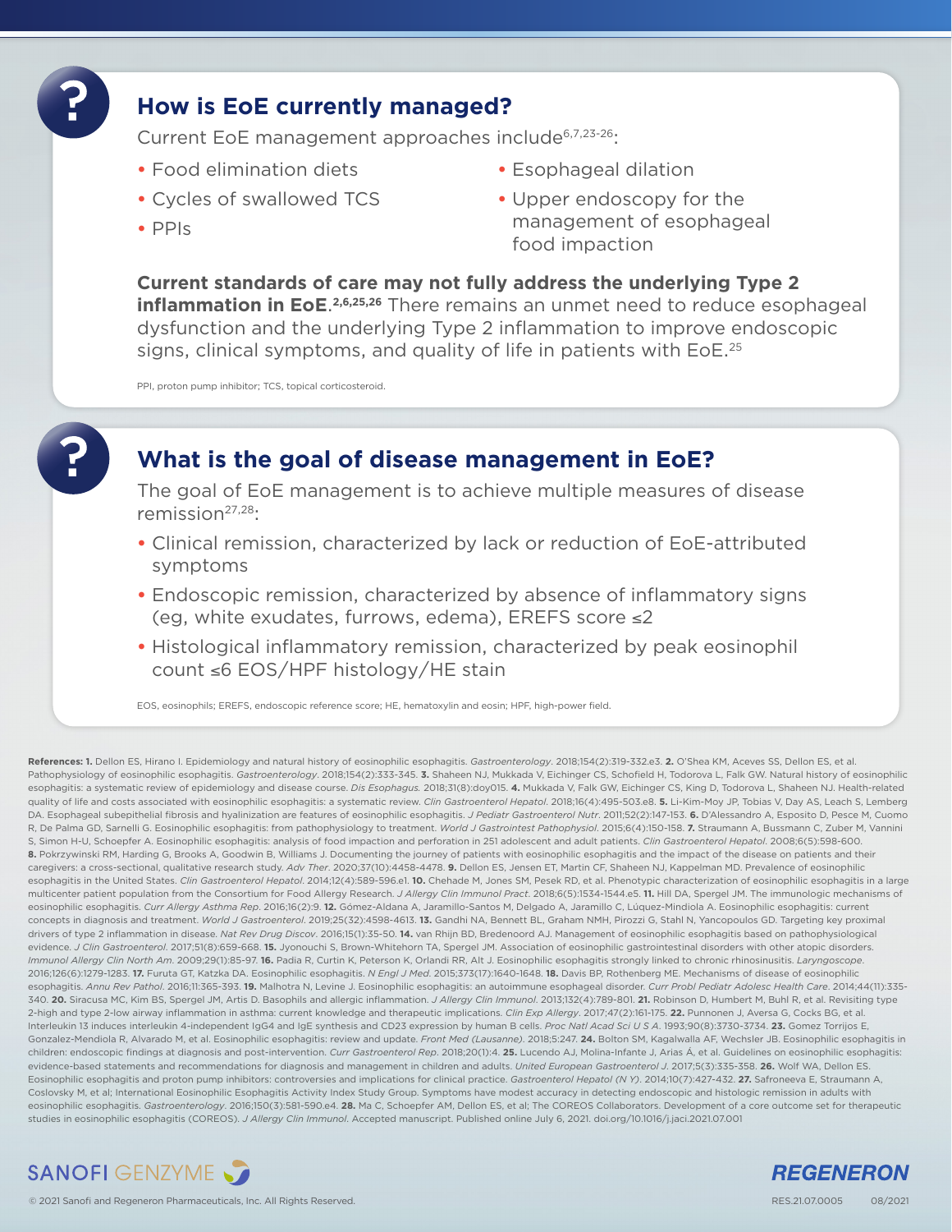## How is EoE currently managed?

Current EoE management approaches include[6,7,23-26]:

- Food elimination diets
- Cycles of swallowed TCS
- PPIs
- Esophageal dilation
- Upper endoscopy for the management of esophageal food impaction

**Current standards of care may not fully address the underlying Type 2 inflammation in EoE.**[2,6,25,26] There remains an unmet need to reduce esophageal dysfunction and the underlying Type 2 inflammation to improve endoscopic signs, clinical symptoms, and quality of life in patients with EoE.[25]

PPI, proton pump inhibitor; TCS, topical corticosteroid.

## What is the goal of disease management in EoE?

The goal of EoE management is to achieve multiple measures of disease remission[27,28]:

- Clinical remission, characterized by lack or reduction of EoE-attributed symptoms
- Endoscopic remission, characterized by absence of inflammatory signs (eg, white exudates, furrows, edema), EREFS score ≤2
- Histological inflammatory remission, characterized by peak eosinophil count ≤6 EOS/HPF histology/HE stain

EOS, eosinophils; EREFS, endoscopic reference score; HE, hematoxylin and eosin; HPF, high-power field.

**References: 1.** Dellon ES, Hirano I. Epidemiology and natural history of eosinophilic esophagitis. *Gastroenterology*. 2018;154(2):319-332.e3. **2.** O'Shea KM, Aceves SS, Dellon ES, et al. Pathophysiology of eosinophilic esophagitis. *Gastroenterology*. 2018;154(2):333-345. **3.** Shaheen NJ, Mukkada V, Eichinger CS, Schofield H, Todorova L, Falk GW. Natural history of eosinophilic esophagitis: a systematic review of epidemiology and disease course. *Dis Esophagus.* 2018;31(8):doy015. **4.** Mukkada V, Falk GW, Eichinger CS, King D, Todorova L, Shaheen NJ. Health-related quality of life and costs associated with eosinophilic esophagitis: a systematic review. *Clin Gastroenterol Hepatol*. 2018;16(4):495-503.e8. **5.** Li-Kim-Moy JP, Tobias V, Day AS, Leach S, Lemberg DA. Esophageal subepithelial fibrosis and hyalinization are features of eosinophilic esophagitis. *J Pediatr Gastroenterol Nutr*. 2011;52(2):147-153. **6.** D'Alessandro A, Esposito D, Pesce M, Cuomo R, De Palma GD, Sarnelli G. Eosinophilic esophagitis: from pathophysiology to treatment. *World J Gastrointest Pathophysiol*. 2015;6(4):150-158. **7.** Straumann A, Bussmann C, Zuber M, Vannini S, Simon H-U, Schoepfer A. Eosinophilic esophagitis: analysis of food impaction and perforation in 251 adolescent and adult patients. *Clin Gastroenterol Hepatol*. 2008;6(5):598-600. **8.** Pokrzywinski RM, Harding G, Brooks A, Goodwin B, Williams J. Documenting the journey of patients with eosinophilic esophagitis and the impact of the disease on patients and their caregivers: a cross-sectional, qualitative research study. *Adv Ther*. 2020;37(10):4458-4478. **9.** Dellon ES, Jensen ET, Martin CF, Shaheen NJ, Kappelman MD. Prevalence of eosinophilic esophagitis in the United States. *Clin Gastroenterol Hepatol*. 2014;12(4):589-596.e1. **10.** Chehade M, Jones SM, Pesek RD, et al. Phenotypic characterization of eosinophilic esophagitis in a large multicenter patient population from the Consortium for Food Allergy Research. *J Allergy Clin Immunol Pract*. 2018;6(5):1534-1544.e5. **11.** Hill DA, Spergel JM. The immunologic mechanisms of eosinophilic esophagitis. *Curr Allergy Asthma Rep*. 2016;16(2):9. **12.** Gómez-Aldana A, Jaramillo-Santos M, Delgado A, Jaramillo C, Lúquez-Mindiola A. Eosinophilic esophagitis: current concepts in diagnosis and treatment. *World J Gastroenterol*. 2019;25(32):4598-4613. **13.** Gandhi NA, Bennett BL, Graham NMH, Pirozzi G, Stahl N, Yancopoulos GD. Targeting key proximal drivers of type 2 inflammation in disease. *Nat Rev Drug Discov*. 2016;15(1):35-50. **14.** van Rhijn BD, Bredenoord AJ. Management of eosinophilic esophagitis based on pathophysiological evidence. *J Clin Gastroenterol*. 2017;51(8):659-668. **15.** Jyonouchi S, Brown-Whitehorn TA, Spergel JM. Association of eosinophilic gastrointestinal disorders with other atopic disorders. *Immunol Allergy Clin North Am*. 2009;29(1):85-97. **16.** Padia R, Curtin K, Peterson K, Orlandi RR, Alt J. Eosinophilic esophagitis strongly linked to chronic rhinosinusitis. *Laryngoscope*. 2016;126(6):1279-1283. **17.** Furuta GT, Katzka DA. Eosinophilic esophagitis. *N Engl J Med*. 2015;373(17):1640-1648. **18.** Davis BP, Rothenberg ME. Mechanisms of disease of eosinophilic esophagitis. *Annu Rev Pathol*. 2016;11:365-393. **19.** Malhotra N, Levine J. Eosinophilic esophagitis: an autoimmune esophageal disorder. *Curr Probl Pediatr Adolesc Health Care*. 2014;44(11):335-340. **20.** Siracusa MC, Kim BS, Spergel JM, Artis D. Basophils and allergic inflammation. *J Allergy Clin Immunol*. 2013;132(4):789-801. **21.** Robinson D, Humbert M, Buhl R, et al. Revisiting type 2-high and type 2-low airway inflammation in asthma: current knowledge and therapeutic implications. *Clin Exp Allergy*. 2017;47(2):161-175. **22.** Punnonen J, Aversa G, Cocks BG, et al. Interleukin 13 induces interleukin 4-independent IgG4 and IgE synthesis and CD23 expression by human B cells. *Proc Natl Acad Sci U S A*. 1993;90(8):3730-3734. **23.** Gomez Torrijos E, Gonzalez-Mendiola R, Alvarado M, et al. Eosinophilic esophagitis: review and update. *Front Med (Lausanne)*. 2018;5:247. **24.** Bolton SM, Kagalwalla AF, Wechsler JB. Eosinophilic esophagitis in children: endoscopic findings at diagnosis and post-intervention. *Curr Gastroenterol Rep*. 2018;20(1):4. **25.** Lucendo AJ, Molina-Infante J, Arias Á, et al. Guidelines on eosinophilic esophagitis: evidence-based statements and recommendations for diagnosis and management in children and adults. *United European Gastroenterol J*. 2017;5(3):335-358. **26.** Wolf WA, Dellon ES. Eosinophilic esophagitis and proton pump inhibitors: controversies and implications for clinical practice. *Gastroenterol Hepatol (N Y)*. 2014;10(7):427-432. **27.** Safroneeva E, Straumann A, Coslovsky M, et al; International Eosinophilic Esophagitis Activity Index Study Group. Symptoms have modest accuracy in detecting endoscopic and histologic remission in adults with eosinophilic esophagitis. *Gastroenterology*. 2016;150(3):581-590.e4. **28.** Ma C, Schoepfer AM, Dellon ES, et al; The COREOS Collaborators. Development of a core outcome set for therapeutic studies in eosinophilic esophagitis (COREOS). *J Allergy Clin Immunol*. Accepted manuscript. Published online July 6, 2021. doi.org/10.1016/j.jaci.2021.07.001

SANOFI GENZYME

REGENERON

© 2021 Sanofi and Regeneron Pharmaceuticals, Inc. All Rights Reserved.

RES.21.07.0005 08/2021